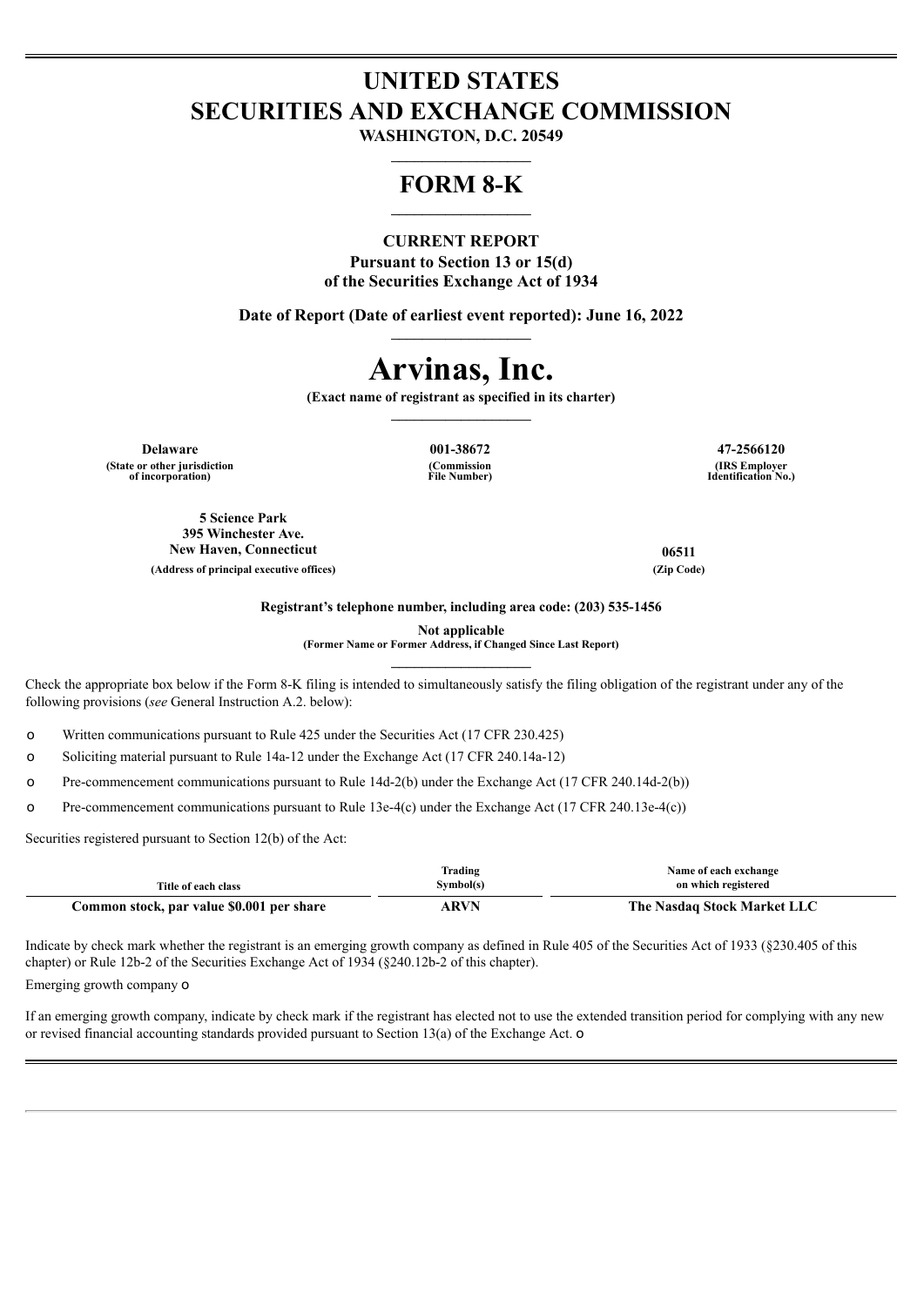# UNITED STATES
# SECURITIES AND EXCHANGE COMMISSION

**WASHINGTON, D.C. 20549**

# FORM 8-K

**CURRENT REPORT**
**Pursuant to Section 13 or 15(d)**
**of the Securities Exchange Act of 1934**

**Date of Report (Date of earliest event reported): June 16, 2022**

# Arvinas, Inc.

**(Exact name of registrant as specified in its charter)**

| Delaware | 001-38672 | 47-2566120 |
|---|---|---|
| (State or other jurisdiction of incorporation) | (Commission File Number) | (IRS Employer Identification No.) |

| 5 Science Park 395 Winchester Ave. New Haven, Connecticut | 06511 |
|---|---|
| (Address of principal executive offices) | (Zip Code) |

**Registrant's telephone number, including area code: (203) 535-1456**

**Not applicable**
**(Former Name or Former Address, if Changed Since Last Report)**

Check the appropriate box below if the Form 8-K filing is intended to simultaneously satisfy the filing obligation of the registrant under any of the following provisions (*see* General Instruction A.2. below):

o Written communications pursuant to Rule 425 under the Securities Act (17 CFR 230.425)

o Soliciting material pursuant to Rule 14a-12 under the Exchange Act (17 CFR 240.14a-12)

o Pre-commencement communications pursuant to Rule 14d-2(b) under the Exchange Act (17 CFR 240.14d-2(b))

o Pre-commencement communications pursuant to Rule 13e-4(c) under the Exchange Act (17 CFR 240.13e-4(c))

Securities registered pursuant to Section 12(b) of the Act:

| Title of each class | Trading Symbol(s) | Name of each exchange on which registered |
|---|---|---|
| **Common stock, par value $0.001 per share** | **ARVN** | **The Nasdaq Stock Market LLC** |

Indicate by check mark whether the registrant is an emerging growth company as defined in Rule 405 of the Securities Act of 1933 (§230.405 of this chapter) or Rule 12b-2 of the Securities Exchange Act of 1934 (§240.12b-2 of this chapter).

Emerging growth company o

If an emerging growth company, indicate by check mark if the registrant has elected not to use the extended transition period for complying with any new or revised financial accounting standards provided pursuant to Section 13(a) of the Exchange Act. o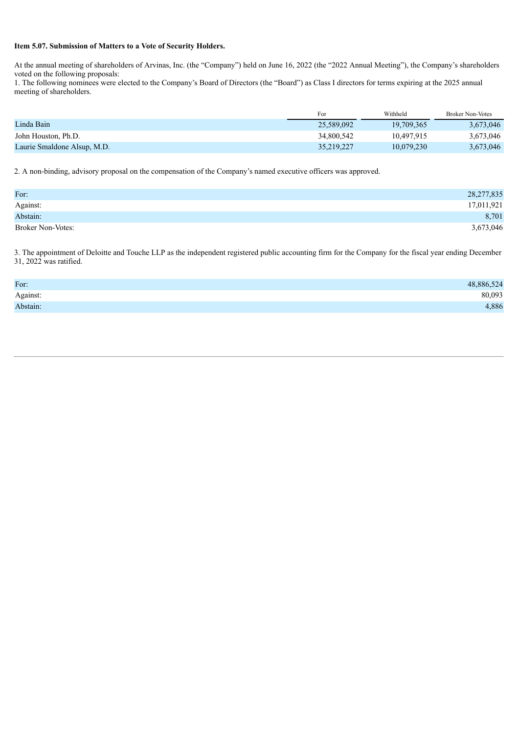**Item 5.07. Submission of Matters to a Vote of Security Holders.**

At the annual meeting of shareholders of Arvinas, Inc. (the "Company") held on June 16, 2022 (the "2022 Annual Meeting"), the Company's shareholders voted on the following proposals:

1. The following nominees were elected to the Company's Board of Directors (the "Board") as Class I directors for terms expiring at the 2025 annual meeting of shareholders.

| | For | Withheld | Broker Non-Votes |
|---|---|---|---|
| Linda Bain | 25,589,092 | 19,709,365 | 3,673,046 |
| John Houston, Ph.D. | 34,800,542 | 10,497,915 | 3,673,046 |
| Laurie Smaldone Alsup, M.D. | 35,219,227 | 10,079,230 | 3,673,046 |

2. A non-binding, advisory proposal on the compensation of the Company's named executive officers was approved.

| | |
|---|---|
| For: | 28,277,835 |
| Against: | 17,011,921 |
| Abstain: | 8,701 |
| Broker Non-Votes: | 3,673,046 |

3. The appointment of Deloitte and Touche LLP as the independent registered public accounting firm for the Company for the fiscal year ending December 31, 2022 was ratified.

| | |
|---|---|
| For: | 48,886,524 |
| Against: | 80,093 |
| Abstain: | 4,886 |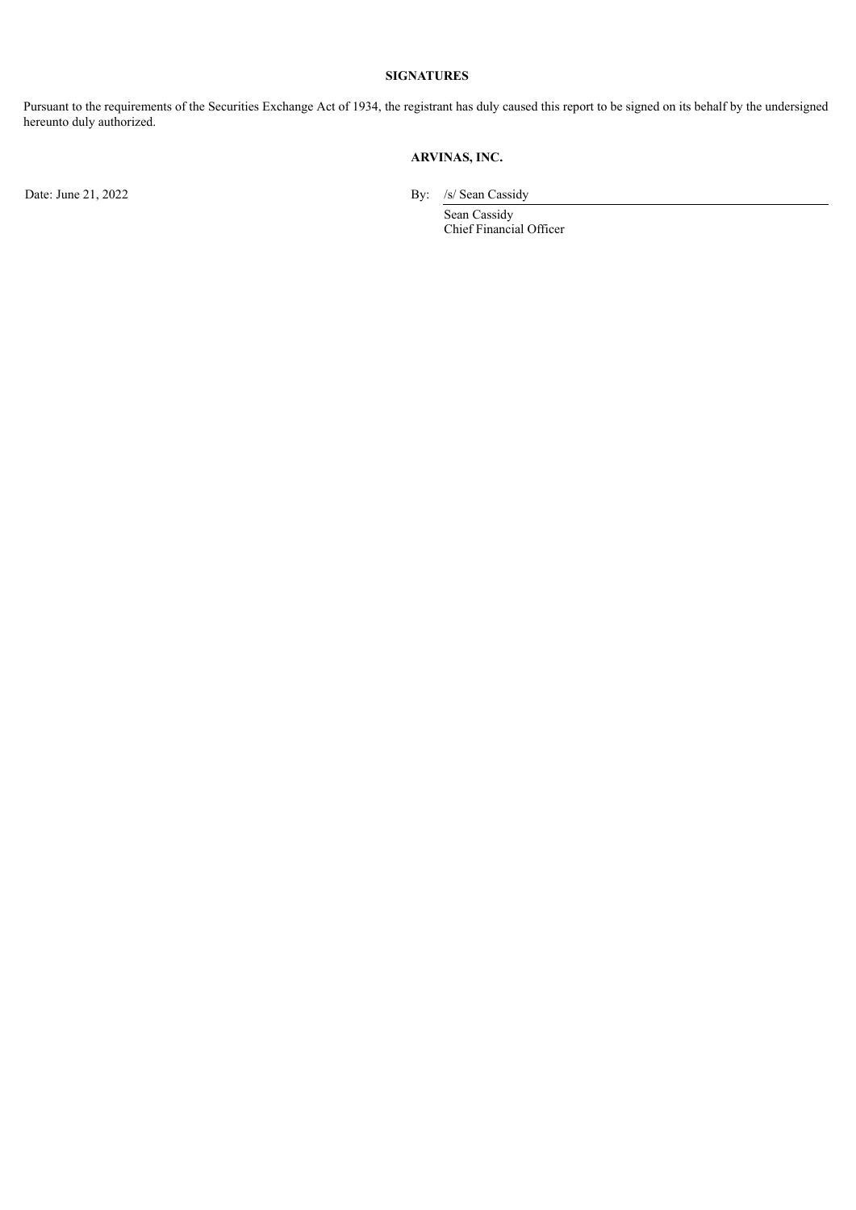**SIGNATURES**

Pursuant to the requirements of the Securities Exchange Act of 1934, the registrant has duly caused this report to be signed on its behalf by the undersigned hereunto duly authorized.

**ARVINAS, INC.**

Date: June 21, 2022

By: /s/ Sean Cassidy

Sean Cassidy
Chief Financial Officer